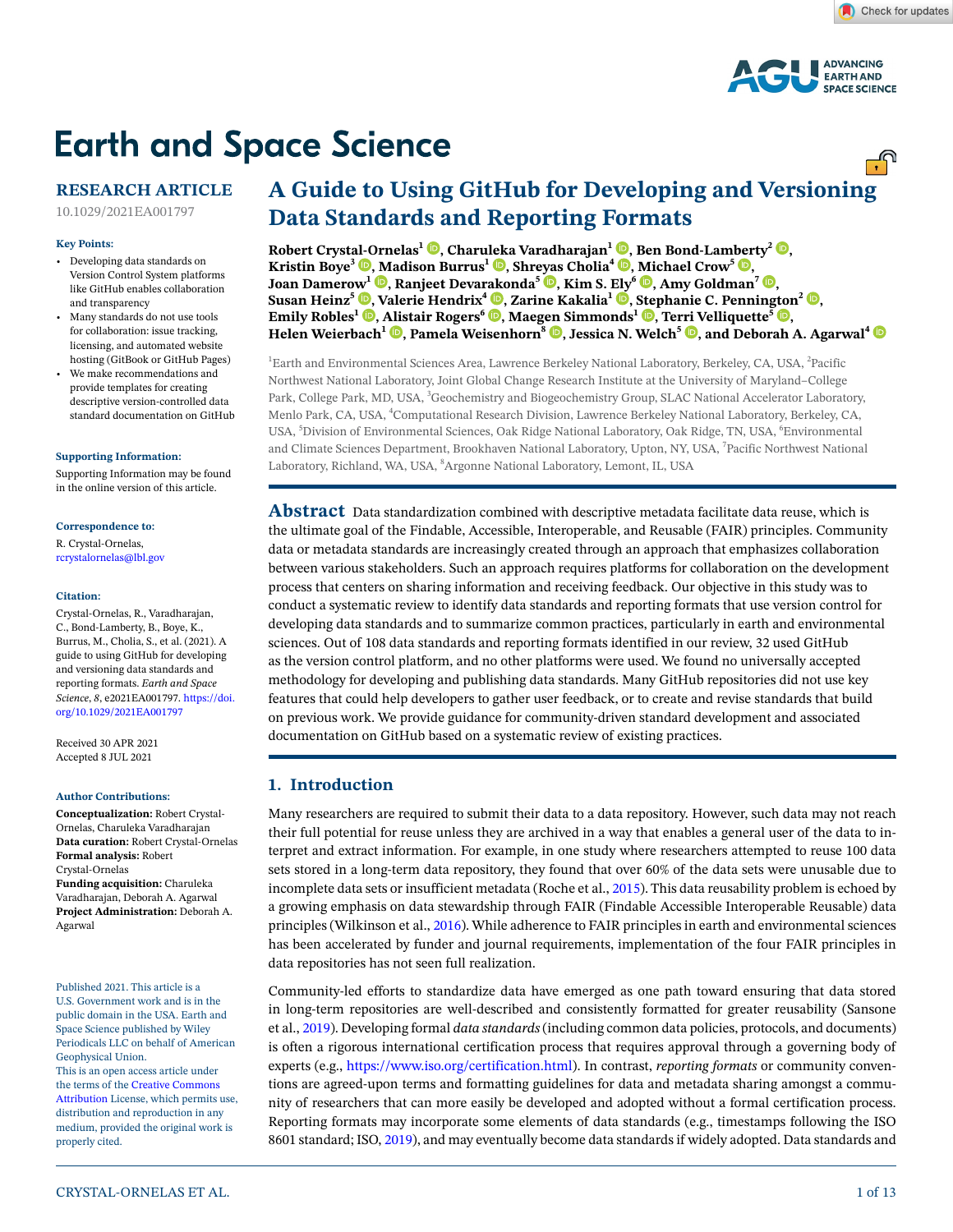Earth and Space Science

RESEARCH ARTICLE

10.1029/2021EA001797

**Key Points:**

- Developing data standards on Version Control System platforms like GitHub enables collaboration and transparency
- Many standards do not use tools for collaboration: issue tracking, licensing, and automated website hosting (GitBook or GitHub Pages)
- We make recommendations and provide templates for creating descriptive version-controlled data standard documentation on GitHub

**Supporting Information:**

Supporting Information may be found in the online version of this article.

**Correspondence to:**

R. Crystal-Ornelas,
rcrystalornelas@lbl.gov

**Citation:**

Crystal-Ornelas, R., Varadharajan, C., Bond-Lamberty, B., Boye, K., Burrus, M., Cholia, S., et al. (2021). A guide to using GitHub for developing and versioning data standards and reporting formats. *Earth and Space Science*, *8*, e2021EA001797. https://doi.org/10.1029/2021EA001797

Received 30 APR 2021
Accepted 8 JUL 2021

**Author Contributions:**

**Conceptualization:** Robert Crystal-Ornelas, Charuleka Varadharajan
**Data curation:** Robert Crystal-Ornelas
**Formal analysis:** Robert Crystal-Ornelas
**Funding acquisition:** Charuleka Varadharajan, Deborah A. Agarwal
**Project Administration:** Deborah A. Agarwal

Published 2021. This article is a U.S. Government work and is in the public domain in the USA. Earth and Space Science published by Wiley Periodicals LLC on behalf of American Geophysical Union.
This is an open access article under the terms of the Creative Commons Attribution License, which permits use, distribution and reproduction in any medium, provided the original work is properly cited.

# A Guide to Using GitHub for Developing and Versioning Data Standards and Reporting Formats

**Robert Crystal-Ornelas[1], Charuleka Varadharajan[1], Ben Bond-Lamberty[2], Kristin Boye[3], Madison Burrus[1], Shreyas Cholia[4], Michael Crow[5], Joan Damerow[1], Ranjeet Devarakonda[5], Kim S. Ely[6], Amy Goldman[7], Susan Heinz[5], Valerie Hendrix[4], Zarine Kakalia[1], Stephanie C. Pennington[2], Emily Robles[1], Alistair Rogers[6], Maegen Simmonds[1], Terri Velliquette[5], Helen Weierbach[1], Pamela Weisenhorn[8], Jessica N. Welch[5], and Deborah A. Agarwal[4]**

[1]Earth and Environmental Sciences Area, Lawrence Berkeley National Laboratory, Berkeley, CA, USA, [2]Pacific Northwest National Laboratory, Joint Global Change Research Institute at the University of Maryland–College Park, College Park, MD, USA, [3]Geochemistry and Biogeochemistry Group, SLAC National Accelerator Laboratory, Menlo Park, CA, USA, [4]Computational Research Division, Lawrence Berkeley National Laboratory, Berkeley, CA, USA, [5]Division of Environmental Sciences, Oak Ridge National Laboratory, Oak Ridge, TN, USA, [6]Environmental and Climate Sciences Department, Brookhaven National Laboratory, Upton, NY, USA, [7]Pacific Northwest National Laboratory, Richland, WA, USA, [8]Argonne National Laboratory, Lemont, IL, USA

**Abstract** Data standardization combined with descriptive metadata facilitate data reuse, which is the ultimate goal of the Findable, Accessible, Interoperable, and Reusable (FAIR) principles. Community data or metadata standards are increasingly created through an approach that emphasizes collaboration between various stakeholders. Such an approach requires platforms for collaboration on the development process that centers on sharing information and receiving feedback. Our objective in this study was to conduct a systematic review to identify data standards and reporting formats that use version control for developing data standards and to summarize common practices, particularly in earth and environmental sciences. Out of 108 data standards and reporting formats identified in our review, 32 used GitHub as the version control platform, and no other platforms were used. We found no universally accepted methodology for developing and publishing data standards. Many GitHub repositories did not use key features that could help developers to gather user feedback, or to create and revise standards that build on previous work. We provide guidance for community-driven standard development and associated documentation on GitHub based on a systematic review of existing practices.

## 1. Introduction

Many researchers are required to submit their data to a data repository. However, such data may not reach their full potential for reuse unless they are archived in a way that enables a general user of the data to interpret and extract information. For example, in one study where researchers attempted to reuse 100 data sets stored in a long-term data repository, they found that over 60% of the data sets were unusable due to incomplete data sets or insufficient metadata (Roche et al., 2015). This data reusability problem is echoed by a growing emphasis on data stewardship through FAIR (Findable Accessible Interoperable Reusable) data principles (Wilkinson et al., 2016). While adherence to FAIR principles in earth and environmental sciences has been accelerated by funder and journal requirements, implementation of the four FAIR principles in data repositories has not seen full realization.

Community-led efforts to standardize data have emerged as one path toward ensuring that data stored in long-term repositories are well-described and consistently formatted for greater reusability (Sansone et al., 2019). Developing formal *data standards* (including common data policies, protocols, and documents) is often a rigorous international certification process that requires approval through a governing body of experts (e.g., https://www.iso.org/certification.html). In contrast, *reporting formats* or community conventions are agreed-upon terms and formatting guidelines for data and metadata sharing amongst a community of researchers that can more easily be developed and adopted without a formal certification process. Reporting formats may incorporate some elements of data standards (e.g., timestamps following the ISO 8601 standard; ISO, 2019), and may eventually become data standards if widely adopted. Data standards and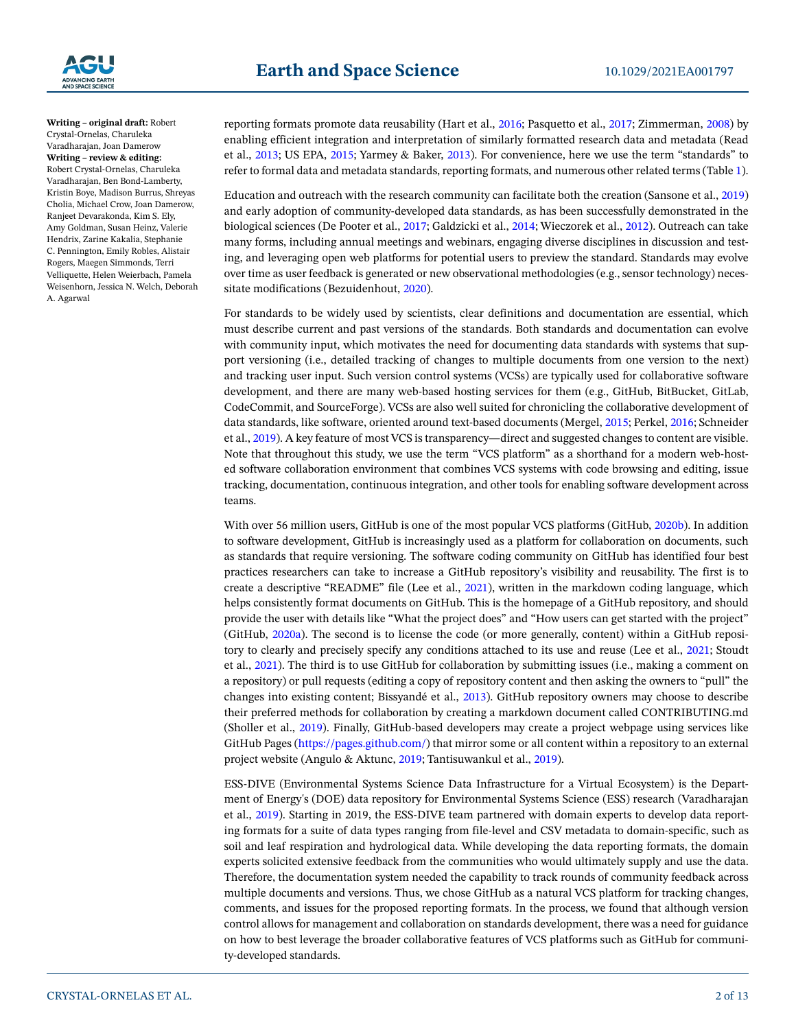**Writing – original draft:** Robert Crystal-Ornelas, Charuleka Varadharajan, Joan Damerow
**Writing – review & editing:** Robert Crystal-Ornelas, Charuleka Varadharajan, Ben Bond-Lamberty, Kristin Boye, Madison Burrus, Shreyas Cholia, Michael Crow, Joan Damerow, Ranjeet Devarakonda, Kim S. Ely, Amy Goldman, Susan Heinz, Valerie Hendrix, Zarine Kakalia, Stephanie C. Pennington, Emily Robles, Alistair Rogers, Maegen Simmonds, Terri Velliquette, Helen Weierbach, Pamela Weisenhorn, Jessica N. Welch, Deborah A. Agarwal

reporting formats promote data reusability (Hart et al., 2016; Pasquetto et al., 2017; Zimmerman, 2008) by enabling efficient integration and interpretation of similarly formatted research data and metadata (Read et al., 2013; US EPA, 2015; Yarmey & Baker, 2013). For convenience, here we use the term "standards" to refer to formal data and metadata standards, reporting formats, and numerous other related terms (Table 1).

Education and outreach with the research community can facilitate both the creation (Sansone et al., 2019) and early adoption of community-developed data standards, as has been successfully demonstrated in the biological sciences (De Pooter et al., 2017; Galdzicki et al., 2014; Wieczorek et al., 2012). Outreach can take many forms, including annual meetings and webinars, engaging diverse disciplines in discussion and testing, and leveraging open web platforms for potential users to preview the standard. Standards may evolve over time as user feedback is generated or new observational methodologies (e.g., sensor technology) necessitate modifications (Bezuidenhout, 2020).

For standards to be widely used by scientists, clear definitions and documentation are essential, which must describe current and past versions of the standards. Both standards and documentation can evolve with community input, which motivates the need for documenting data standards with systems that support versioning (i.e., detailed tracking of changes to multiple documents from one version to the next) and tracking user input. Such version control systems (VCSs) are typically used for collaborative software development, and there are many web-based hosting services for them (e.g., GitHub, BitBucket, GitLab, CodeCommit, and SourceForge). VCSs are also well suited for chronicling the collaborative development of data standards, like software, oriented around text-based documents (Mergel, 2015; Perkel, 2016; Schneider et al., 2019). A key feature of most VCS is transparency—direct and suggested changes to content are visible. Note that throughout this study, we use the term "VCS platform" as a shorthand for a modern web-hosted software collaboration environment that combines VCS systems with code browsing and editing, issue tracking, documentation, continuous integration, and other tools for enabling software development across teams.

With over 56 million users, GitHub is one of the most popular VCS platforms (GitHub, 2020b). In addition to software development, GitHub is increasingly used as a platform for collaboration on documents, such as standards that require versioning. The software coding community on GitHub has identified four best practices researchers can take to increase a GitHub repository's visibility and reusability. The first is to create a descriptive "README" file (Lee et al., 2021), written in the markdown coding language, which helps consistently format documents on GitHub. This is the homepage of a GitHub repository, and should provide the user with details like "What the project does" and "How users can get started with the project" (GitHub, 2020a). The second is to license the code (or more generally, content) within a GitHub repository to clearly and precisely specify any conditions attached to its use and reuse (Lee et al., 2021; Stoudt et al., 2021). The third is to use GitHub for collaboration by submitting issues (i.e., making a comment on a repository) or pull requests (editing a copy of repository content and then asking the owners to "pull" the changes into existing content; Bissyandé et al., 2013). GitHub repository owners may choose to describe their preferred methods for collaboration by creating a markdown document called CONTRIBUTING.md (Sholler et al., 2019). Finally, GitHub-based developers may create a project webpage using services like GitHub Pages (https://pages.github.com/) that mirror some or all content within a repository to an external project website (Angulo & Aktunc, 2019; Tantisuwankul et al., 2019).

ESS-DIVE (Environmental Systems Science Data Infrastructure for a Virtual Ecosystem) is the Department of Energy's (DOE) data repository for Environmental Systems Science (ESS) research (Varadharajan et al., 2019). Starting in 2019, the ESS-DIVE team partnered with domain experts to develop data reporting formats for a suite of data types ranging from file-level and CSV metadata to domain-specific, such as soil and leaf respiration and hydrological data. While developing the data reporting formats, the domain experts solicited extensive feedback from the communities who would ultimately supply and use the data. Therefore, the documentation system needed the capability to track rounds of community feedback across multiple documents and versions. Thus, we chose GitHub as a natural VCS platform for tracking changes, comments, and issues for the proposed reporting formats. In the process, we found that although version control allows for management and collaboration on standards development, there was a need for guidance on how to best leverage the broader collaborative features of VCS platforms such as GitHub for community-developed standards.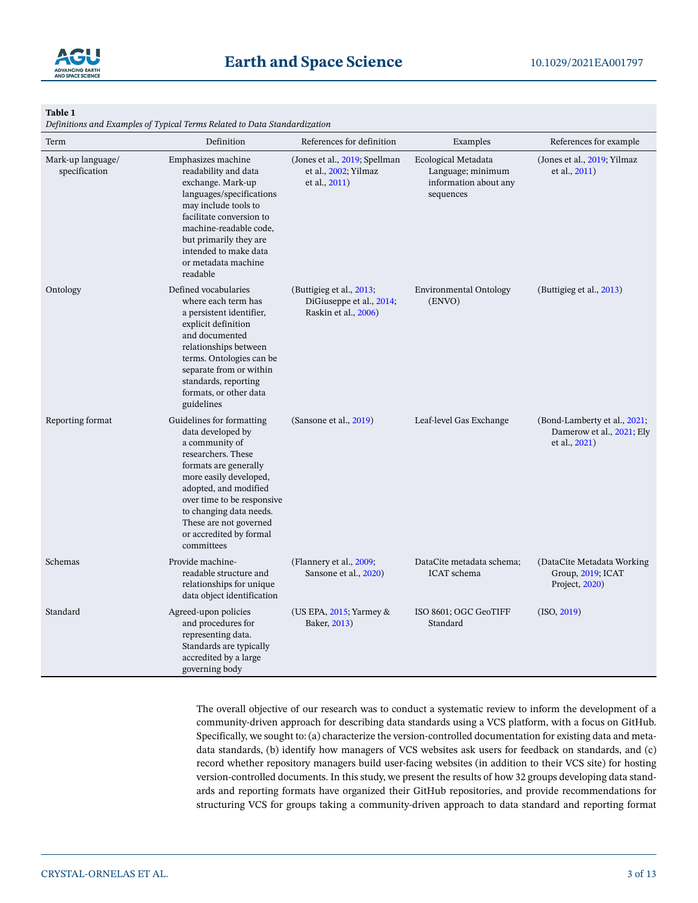**Table 1**
*Definitions and Examples of Typical Terms Related to Data Standardization*

| Term | Definition | References for definition | Examples | References for example |
|---|---|---|---|---|
| Mark-up language/ specification | Emphasizes machine readability and data exchange. Mark-up languages/specifications may include tools to facilitate conversion to machine-readable code, but primarily they are intended to make data or metadata machine readable | (Jones et al., 2019; Spellman et al., 2002; Yilmaz et al., 2011) | Ecological Metadata Language; minimum information about any sequences | (Jones et al., 2019; Yilmaz et al., 2011) |
| Ontology | Defined vocabularies where each term has a persistent identifier, explicit definition and documented relationships between terms. Ontologies can be separate from or within standards, reporting formats, or other data guidelines | (Buttigieg et al., 2013; DiGiuseppe et al., 2014; Raskin et al., 2006) | Environmental Ontology (ENVO) | (Buttigieg et al., 2013) |
| Reporting format | Guidelines for formatting data developed by a community of researchers. These formats are generally more easily developed, adopted, and modified over time to be responsive to changing data needs. These are not governed or accredited by formal committees | (Sansone et al., 2019) | Leaf-level Gas Exchange | (Bond-Lamberty et al., 2021; Damerow et al., 2021; Ely et al., 2021) |
| Schemas | Provide machine-readable structure and relationships for unique data object identification | (Flannery et al., 2009; Sansone et al., 2020) | DataCite metadata schema; ICAT schema | (DataCite Metadata Working Group, 2019; ICAT Project, 2020) |
| Standard | Agreed-upon policies and procedures for representing data. Standards are typically accredited by a large governing body | (US EPA, 2015; Yarmey & Baker, 2013) | ISO 8601; OGC GeoTIFF Standard | (ISO, 2019) |

The overall objective of our research was to conduct a systematic review to inform the development of a community-driven approach for describing data standards using a VCS platform, with a focus on GitHub. Specifically, we sought to: (a) characterize the version-controlled documentation for existing data and metadata standards, (b) identify how managers of VCS websites ask users for feedback on standards, and (c) record whether repository managers build user-facing websites (in addition to their VCS site) for hosting version-controlled documents. In this study, we present the results of how 32 groups developing data standards and reporting formats have organized their GitHub repositories, and provide recommendations for structuring VCS for groups taking a community-driven approach to data standard and reporting format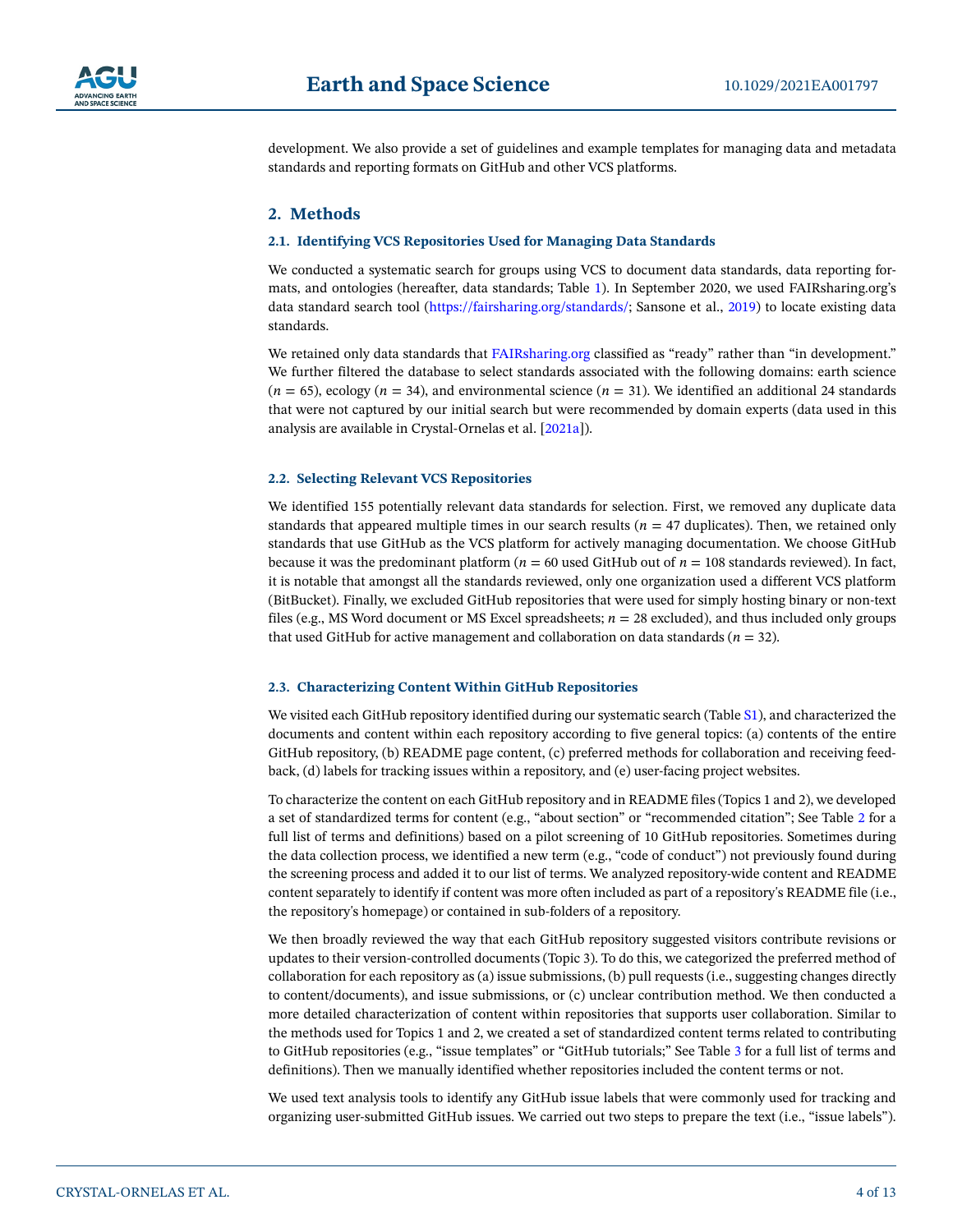development. We also provide a set of guidelines and example templates for managing data and metadata standards and reporting formats on GitHub and other VCS platforms.

## 2. Methods

### 2.1. Identifying VCS Repositories Used for Managing Data Standards

We conducted a systematic search for groups using VCS to document data standards, data reporting formats, and ontologies (hereafter, data standards; Table 1). In September 2020, we used FAIRsharing.org's data standard search tool (https://fairsharing.org/standards/; Sansone et al., 2019) to locate existing data standards.

We retained only data standards that FAIRsharing.org classified as "ready" rather than "in development." We further filtered the database to select standards associated with the following domains: earth science ($n = 65$), ecology ($n = 34$), and environmental science ($n = 31$). We identified an additional 24 standards that were not captured by our initial search but were recommended by domain experts (data used in this analysis are available in Crystal-Ornelas et al. [2021a]).

### 2.2. Selecting Relevant VCS Repositories

We identified 155 potentially relevant data standards for selection. First, we removed any duplicate data standards that appeared multiple times in our search results ($n = 47$ duplicates). Then, we retained only standards that use GitHub as the VCS platform for actively managing documentation. We choose GitHub because it was the predominant platform ($n = 60$ used GitHub out of $n = 108$ standards reviewed). In fact, it is notable that amongst all the standards reviewed, only one organization used a different VCS platform (BitBucket). Finally, we excluded GitHub repositories that were used for simply hosting binary or non-text files (e.g., MS Word document or MS Excel spreadsheets; $n = 28$ excluded), and thus included only groups that used GitHub for active management and collaboration on data standards ($n = 32$).

### 2.3. Characterizing Content Within GitHub Repositories

We visited each GitHub repository identified during our systematic search (Table S1), and characterized the documents and content within each repository according to five general topics: (a) contents of the entire GitHub repository, (b) README page content, (c) preferred methods for collaboration and receiving feedback, (d) labels for tracking issues within a repository, and (e) user-facing project websites.

To characterize the content on each GitHub repository and in README files (Topics 1 and 2), we developed a set of standardized terms for content (e.g., "about section" or "recommended citation"; See Table 2 for a full list of terms and definitions) based on a pilot screening of 10 GitHub repositories. Sometimes during the data collection process, we identified a new term (e.g., "code of conduct") not previously found during the screening process and added it to our list of terms. We analyzed repository-wide content and README content separately to identify if content was more often included as part of a repository's README file (i.e., the repository's homepage) or contained in sub-folders of a repository.

We then broadly reviewed the way that each GitHub repository suggested visitors contribute revisions or updates to their version-controlled documents (Topic 3). To do this, we categorized the preferred method of collaboration for each repository as (a) issue submissions, (b) pull requests (i.e., suggesting changes directly to content/documents), and issue submissions, or (c) unclear contribution method. We then conducted a more detailed characterization of content within repositories that supports user collaboration. Similar to the methods used for Topics 1 and 2, we created a set of standardized content terms related to contributing to GitHub repositories (e.g., "issue templates" or "GitHub tutorials;" See Table 3 for a full list of terms and definitions). Then we manually identified whether repositories included the content terms or not.

We used text analysis tools to identify any GitHub issue labels that were commonly used for tracking and organizing user-submitted GitHub issues. We carried out two steps to prepare the text (i.e., "issue labels").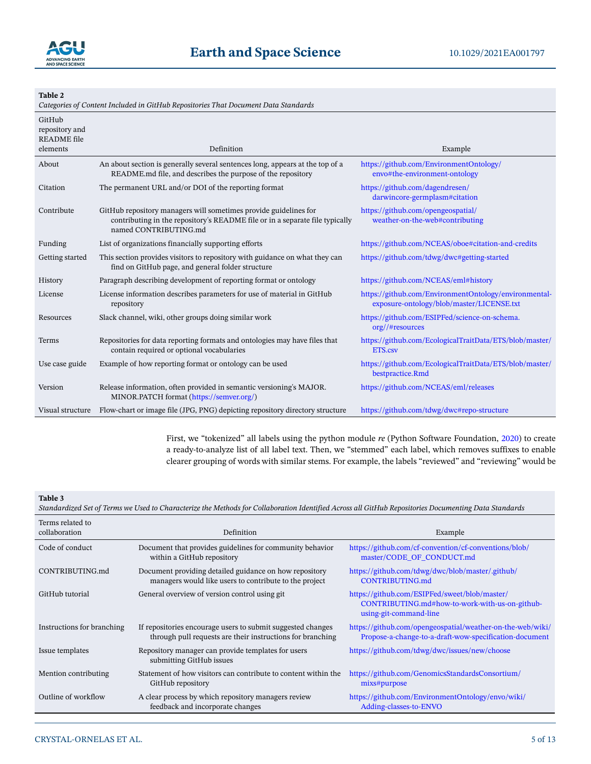**Table 2**

*Categories of Content Included in GitHub Repositories That Document Data Standards*

| GitHub repository and README file elements | Definition | Example |
|---|---|---|
| About | An about section is generally several sentences long, appears at the top of a README.md file, and describes the purpose of the repository | https://github.com/EnvironmentOntology/envo#the-environment-ontology |
| Citation | The permanent URL and/or DOI of the reporting format | https://github.com/dagendresen/darwincore-germplasm#citation |
| Contribute | GitHub repository managers will sometimes provide guidelines for contributing in the repository's README file or in a separate file typically named CONTRIBUTING.md | https://github.com/opengeospatial/weather-on-the-web#contributing |
| Funding | List of organizations financially supporting efforts | https://github.com/NCEAS/oboe#citation-and-credits |
| Getting started | This section provides visitors to repository with guidance on what they can find on GitHub page, and general folder structure | https://github.com/tdwg/dwc#getting-started |
| History | Paragraph describing development of reporting format or ontology | https://github.com/NCEAS/eml#history |
| License | License information describes parameters for use of material in GitHub repository | https://github.com/EnvironmentOntology/environmental-exposure-ontology/blob/master/LICENSE.txt |
| Resources | Slack channel, wiki, other groups doing similar work | https://github.com/ESIPFed/science-on-schema.org//#resources |
| Terms | Repositories for data reporting formats and ontologies may have files that contain required or optional vocabularies | https://github.com/EcologicalTraitData/ETS/blob/master/ETS.csv |
| Use case guide | Example of how reporting format or ontology can be used | https://github.com/EcologicalTraitData/ETS/blob/master/bestpractice.Rmd |
| Version | Release information, often provided in semantic versioning's MAJOR.MINOR.PATCH format (https://semver.org/) | https://github.com/NCEAS/eml/releases |
| Visual structure | Flow-chart or image file (JPG, PNG) depicting repository directory structure | https://github.com/tdwg/dwc#repo-structure |

First, we "tokenized" all labels using the python module *re* (Python Software Foundation, 2020) to create a ready-to-analyze list of all label text. Then, we "stemmed" each label, which removes suffixes to enable clearer grouping of words with similar stems. For example, the labels "reviewed" and "reviewing" would be

**Table 3**

*Standardized Set of Terms we Used to Characterize the Methods for Collaboration Identified Across all GitHub Repositories Documenting Data Standards*

| Terms related to collaboration | Definition | Example |
|---|---|---|
| Code of conduct | Document that provides guidelines for community behavior within a GitHub repository | https://github.com/cf-convention/cf-conventions/blob/master/CODE_OF_CONDUCT.md |
| CONTRIBUTING.md | Document providing detailed guidance on how repository managers would like users to contribute to the project | https://github.com/tdwg/dwc/blob/master/.github/CONTRIBUTING.md |
| GitHub tutorial | General overview of version control using git | https://github.com/ESIPFed/sweet/blob/master/CONTRIBUTING.md#how-to-work-with-us-on-github-using-git-command-line |
| Instructions for branching | If repositories encourage users to submit suggested changes through pull requests are their instructions for branching | https://github.com/opengeospatial/weather-on-the-web/wiki/Propose-a-change-to-a-draft-wow-specification-document |
| Issue templates | Repository manager can provide templates for users submitting GitHub issues | https://github.com/tdwg/dwc/issues/new/choose |
| Mention contributing | Statement of how visitors can contribute to content within the GitHub repository | https://github.com/GenomicsStandardsConsortium/mixs#purpose |
| Outline of workflow | A clear process by which repository managers review feedback and incorporate changes | https://github.com/EnvironmentOntology/envo/wiki/Adding-classes-to-ENVO |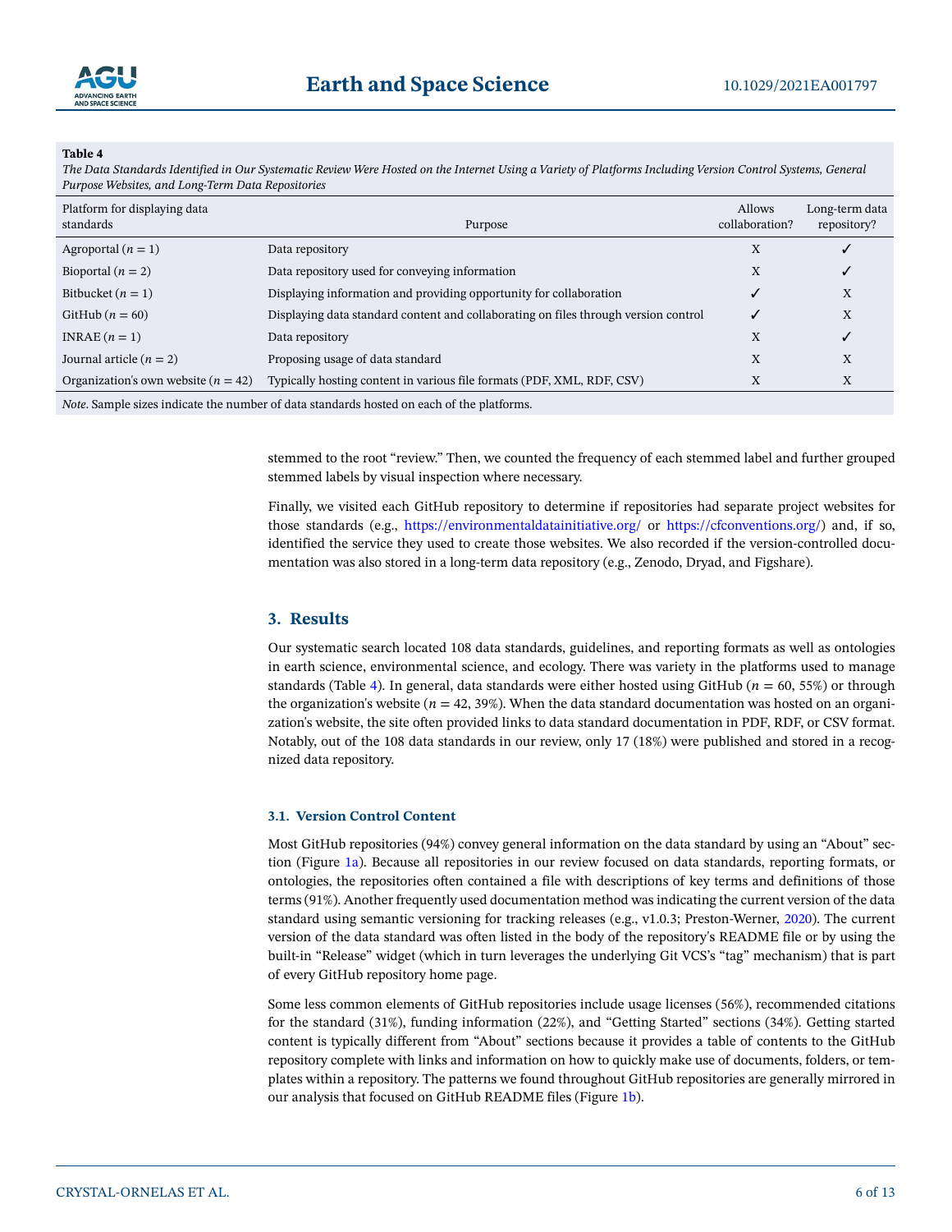**Table 4**

*The Data Standards Identified in Our Systematic Review Were Hosted on the Internet Using a Variety of Platforms Including Version Control Systems, General Purpose Websites, and Long-Term Data Repositories*

| Platform for displaying data standards | Purpose | Allows collaboration? | Long-term data repository? |
|---|---|---|---|
| Agroportal ($n = 1$) | Data repository | X | ✓ |
| Bioportal ($n = 2$) | Data repository used for conveying information | X | ✓ |
| Bitbucket ($n = 1$) | Displaying information and providing opportunity for collaboration | ✓ | X |
| GitHub ($n = 60$) | Displaying data standard content and collaborating on files through version control | ✓ | X |
| INRAE ($n = 1$) | Data repository | X | ✓ |
| Journal article ($n = 2$) | Proposing usage of data standard | X | X |
| Organization's own website ($n = 42$) | Typically hosting content in various file formats (PDF, XML, RDF, CSV) | X | X |

*Note*. Sample sizes indicate the number of data standards hosted on each of the platforms.

stemmed to the root "review." Then, we counted the frequency of each stemmed label and further grouped stemmed labels by visual inspection where necessary.

Finally, we visited each GitHub repository to determine if repositories had separate project websites for those standards (e.g., https://environmentaldatainitiative.org/ or https://cfconventions.org/) and, if so, identified the service they used to create those websites. We also recorded if the version-controlled documentation was also stored in a long-term data repository (e.g., Zenodo, Dryad, and Figshare).

## 3. Results

Our systematic search located 108 data standards, guidelines, and reporting formats as well as ontologies in earth science, environmental science, and ecology. There was variety in the platforms used to manage standards (Table 4). In general, data standards were either hosted using GitHub ($n = 60$, 55%) or through the organization's website ($n = 42$, 39%). When the data standard documentation was hosted on an organization's website, the site often provided links to data standard documentation in PDF, RDF, or CSV format. Notably, out of the 108 data standards in our review, only 17 (18%) were published and stored in a recognized data repository.

### 3.1. Version Control Content

Most GitHub repositories (94%) convey general information on the data standard by using an "About" section (Figure 1a). Because all repositories in our review focused on data standards, reporting formats, or ontologies, the repositories often contained a file with descriptions of key terms and definitions of those terms (91%). Another frequently used documentation method was indicating the current version of the data standard using semantic versioning for tracking releases (e.g., v1.0.3; Preston-Werner, 2020). The current version of the data standard was often listed in the body of the repository's README file or by using the built-in "Release" widget (which in turn leverages the underlying Git VCS's "tag" mechanism) that is part of every GitHub repository home page.

Some less common elements of GitHub repositories include usage licenses (56%), recommended citations for the standard (31%), funding information (22%), and "Getting Started" sections (34%). Getting started content is typically different from "About" sections because it provides a table of contents to the GitHub repository complete with links and information on how to quickly make use of documents, folders, or templates within a repository. The patterns we found throughout GitHub repositories are generally mirrored in our analysis that focused on GitHub README files (Figure 1b).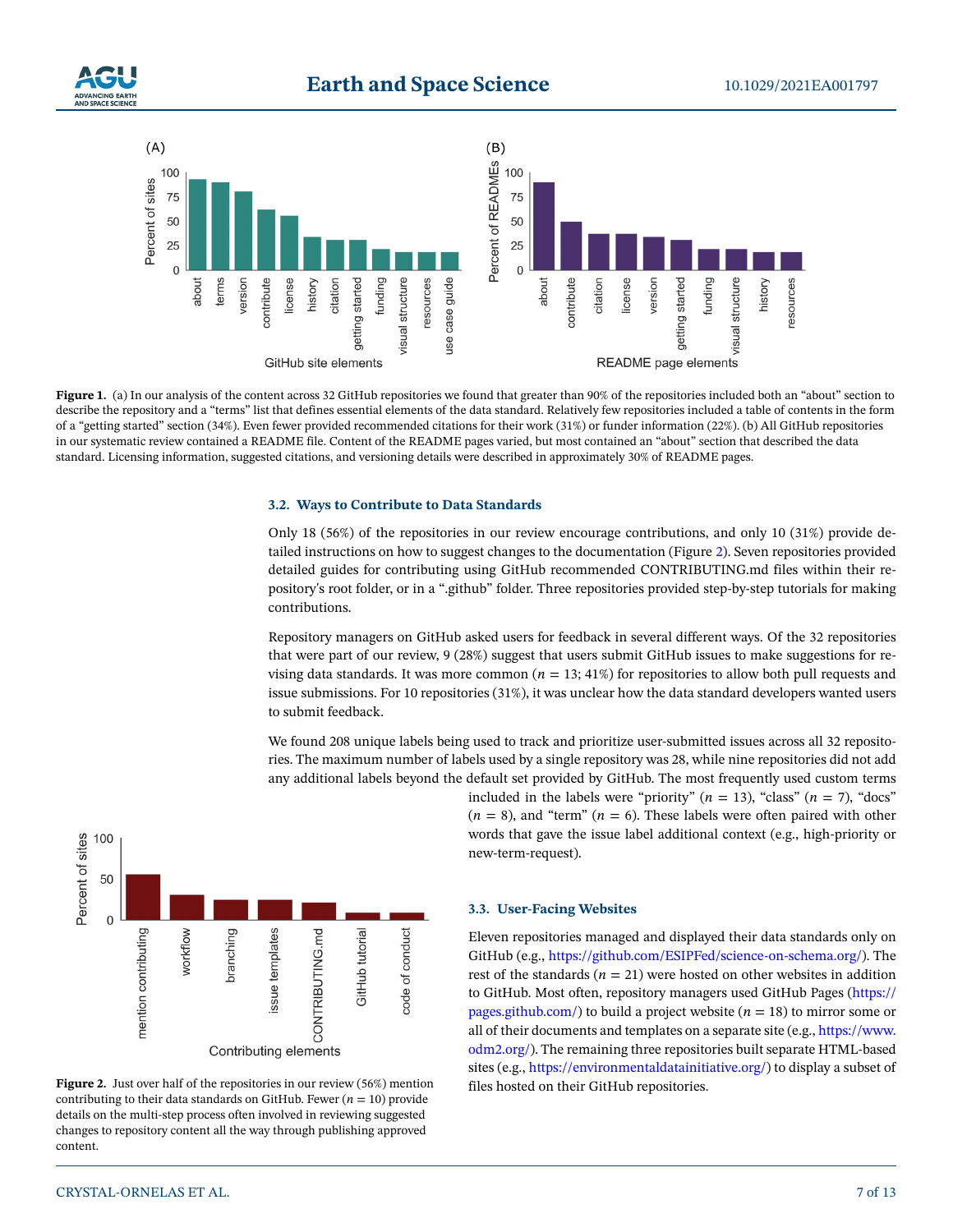**Figure 1.** (a) In our analysis of the content across 32 GitHub repositories we found that greater than 90% of the repositories included both an "about" section to describe the repository and a "terms" list that defines essential elements of the data standard. Relatively few repositories included a table of contents in the form of a "getting started" section (34%). Even fewer provided recommended citations for their work (31%) or funder information (22%). (b) All GitHub repositories in our systematic review contained a README file. Content of the README pages varied, but most contained an "about" section that described the data standard. Licensing information, suggested citations, and versioning details were described in approximately 30% of README pages.

### 3.2. Ways to Contribute to Data Standards

Only 18 (56%) of the repositories in our review encourage contributions, and only 10 (31%) provide detailed instructions on how to suggest changes to the documentation (Figure 2). Seven repositories provided detailed guides for contributing using GitHub recommended CONTRIBUTING.md files within their repository's root folder, or in a ".github" folder. Three repositories provided step-by-step tutorials for making contributions.

Repository managers on GitHub asked users for feedback in several different ways. Of the 32 repositories that were part of our review, 9 (28%) suggest that users submit GitHub issues to make suggestions for revising data standards. It was more common ($n$ = 13; 41%) for repositories to allow both pull requests and issue submissions. For 10 repositories (31%), it was unclear how the data standard developers wanted users to submit feedback.

We found 208 unique labels being used to track and prioritize user-submitted issues across all 32 repositories. The maximum number of labels used by a single repository was 28, while nine repositories did not add any additional labels beyond the default set provided by GitHub. The most frequently used custom terms included in the labels were "priority" ($n$ = 13), "class" ($n$ = 7), "docs" ($n$ = 8), and "term" ($n$ = 6). These labels were often paired with other words that gave the issue label additional context (e.g., high-priority or new-term-request).

**Figure 2.** Just over half of the repositories in our review (56%) mention contributing to their data standards on GitHub. Fewer ($n$ = 10) provide details on the multi-step process often involved in reviewing suggested changes to repository content all the way through publishing approved content.

### 3.3. User-Facing Websites

Eleven repositories managed and displayed their data standards only on GitHub (e.g., https://github.com/ESIPFed/science-on-schema.org/). The rest of the standards ($n$ = 21) were hosted on other websites in addition to GitHub. Most often, repository managers used GitHub Pages (https://pages.github.com/) to build a project website ($n$ = 18) to mirror some or all of their documents and templates on a separate site (e.g., https://www.odm2.org/). The remaining three repositories built separate HTML-based sites (e.g., https://environmentaldatainitiative.org/) to display a subset of files hosted on their GitHub repositories.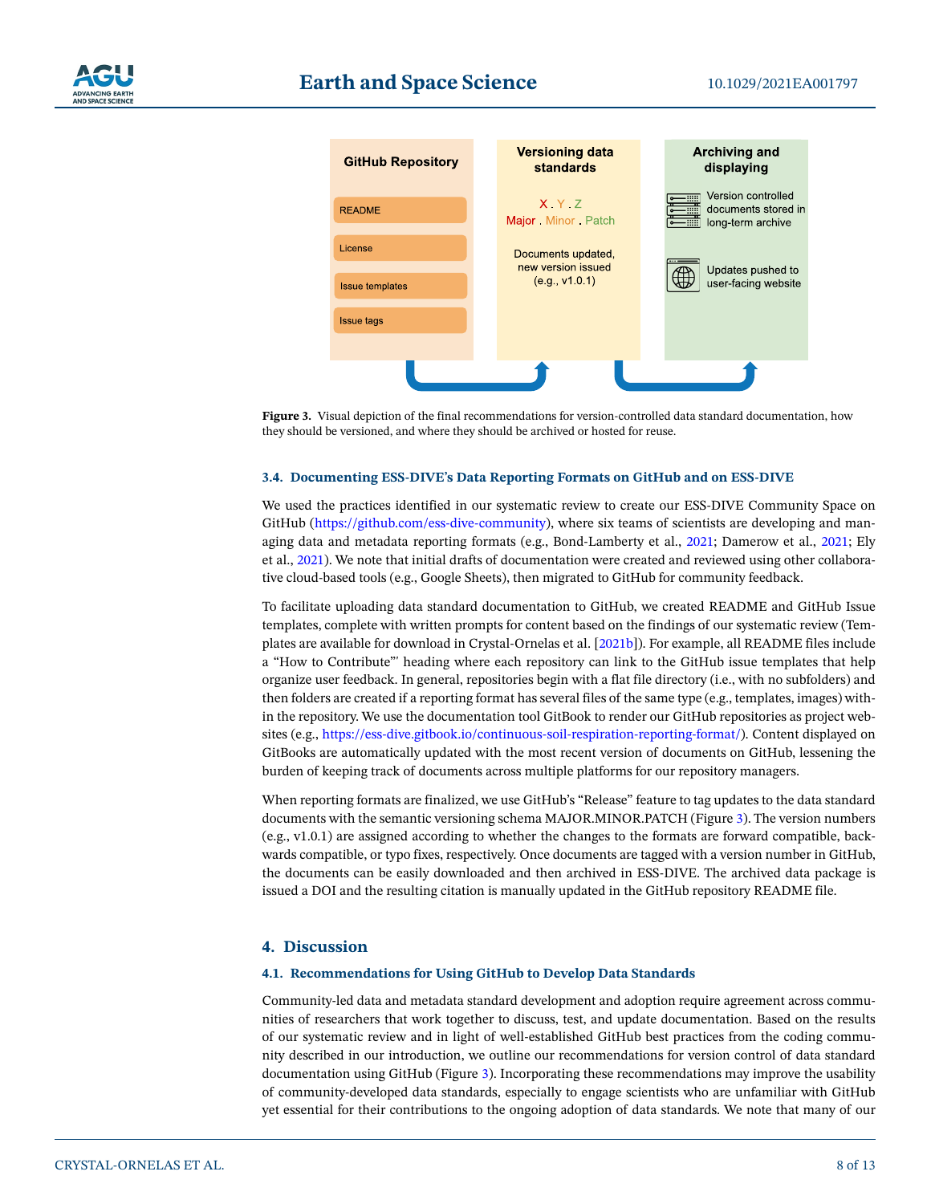GitHub Repository

README

License

Issue templates

Issue tags

Versioning data standards

X . Y . Z

Major . Minor . Patch

Documents updated, new version issued (e.g., v1.0.1)

Archiving and displaying

Version controlled documents stored in long-term archive

Updates pushed to user-facing website

**Figure 3.** Visual depiction of the final recommendations for version-controlled data standard documentation, how they should be versioned, and where they should be archived or hosted for reuse.

### 3.4. Documenting ESS-DIVE's Data Reporting Formats on GitHub and on ESS-DIVE

We used the practices identified in our systematic review to create our ESS-DIVE Community Space on GitHub (https://github.com/ess-dive-community), where six teams of scientists are developing and managing data and metadata reporting formats (e.g., Bond-Lamberty et al., 2021; Damerow et al., 2021; Ely et al., 2021). We note that initial drafts of documentation were created and reviewed using other collaborative cloud-based tools (e.g., Google Sheets), then migrated to GitHub for community feedback.

To facilitate uploading data standard documentation to GitHub, we created README and GitHub Issue templates, complete with written prompts for content based on the findings of our systematic review (Templates are available for download in Crystal-Ornelas et al. [2021b]). For example, all README files include a "How to Contribute"' heading where each repository can link to the GitHub issue templates that help organize user feedback. In general, repositories begin with a flat file directory (i.e., with no subfolders) and then folders are created if a reporting format has several files of the same type (e.g., templates, images) within the repository. We use the documentation tool GitBook to render our GitHub repositories as project websites (e.g., https://ess-dive.gitbook.io/continuous-soil-respiration-reporting-format/). Content displayed on GitBooks are automatically updated with the most recent version of documents on GitHub, lessening the burden of keeping track of documents across multiple platforms for our repository managers.

When reporting formats are finalized, we use GitHub's "Release" feature to tag updates to the data standard documents with the semantic versioning schema MAJOR.MINOR.PATCH (Figure 3). The version numbers (e.g., v1.0.1) are assigned according to whether the changes to the formats are forward compatible, backwards compatible, or typo fixes, respectively. Once documents are tagged with a version number in GitHub, the documents can be easily downloaded and then archived in ESS-DIVE. The archived data package is issued a DOI and the resulting citation is manually updated in the GitHub repository README file.

## 4. Discussion

### 4.1. Recommendations for Using GitHub to Develop Data Standards

Community-led data and metadata standard development and adoption require agreement across communities of researchers that work together to discuss, test, and update documentation. Based on the results of our systematic review and in light of well-established GitHub best practices from the coding community described in our introduction, we outline our recommendations for version control of data standard documentation using GitHub (Figure 3). Incorporating these recommendations may improve the usability of community-developed data standards, especially to engage scientists who are unfamiliar with GitHub yet essential for their contributions to the ongoing adoption of data standards. We note that many of our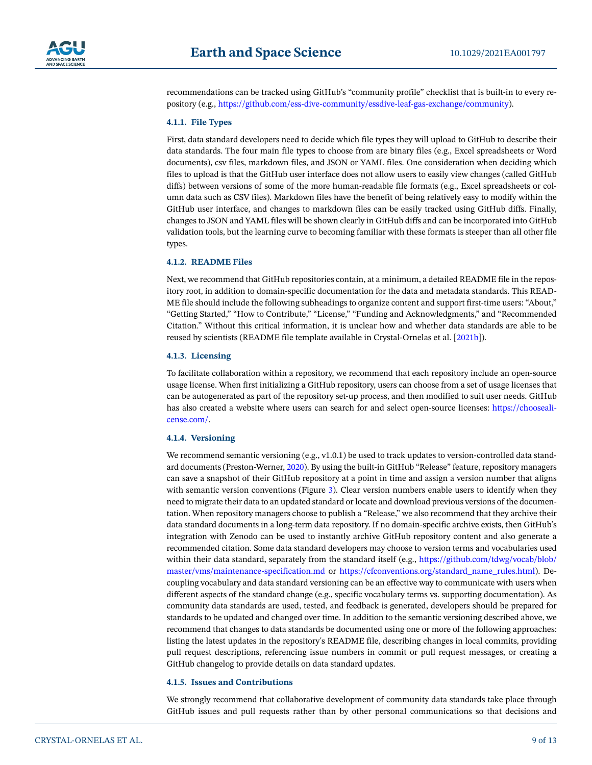recommendations can be tracked using GitHub's "community profile" checklist that is built-in to every repository (e.g., https://github.com/ess-dive-community/essdive-leaf-gas-exchange/community).

#### 4.1.1. File Types

First, data standard developers need to decide which file types they will upload to GitHub to describe their data standards. The four main file types to choose from are binary files (e.g., Excel spreadsheets or Word documents), csv files, markdown files, and JSON or YAML files. One consideration when deciding which files to upload is that the GitHub user interface does not allow users to easily view changes (called GitHub diffs) between versions of some of the more human-readable file formats (e.g., Excel spreadsheets or column data such as CSV files). Markdown files have the benefit of being relatively easy to modify within the GitHub user interface, and changes to markdown files can be easily tracked using GitHub diffs. Finally, changes to JSON and YAML files will be shown clearly in GitHub diffs and can be incorporated into GitHub validation tools, but the learning curve to becoming familiar with these formats is steeper than all other file types.

#### 4.1.2. README Files

Next, we recommend that GitHub repositories contain, at a minimum, a detailed README file in the repository root, in addition to domain-specific documentation for the data and metadata standards. This README file should include the following subheadings to organize content and support first-time users: "About," "Getting Started," "How to Contribute," "License," "Funding and Acknowledgments," and "Recommended Citation." Without this critical information, it is unclear how and whether data standards are able to be reused by scientists (README file template available in Crystal-Ornelas et al. [2021b]).

#### 4.1.3. Licensing

To facilitate collaboration within a repository, we recommend that each repository include an open-source usage license. When first initializing a GitHub repository, users can choose from a set of usage licenses that can be autogenerated as part of the repository set-up process, and then modified to suit user needs. GitHub has also created a website where users can search for and select open-source licenses: https://choosealicense.com/.

#### 4.1.4. Versioning

We recommend semantic versioning (e.g., v1.0.1) be used to track updates to version-controlled data standard documents (Preston-Werner, 2020). By using the built-in GitHub "Release" feature, repository managers can save a snapshot of their GitHub repository at a point in time and assign a version number that aligns with semantic version conventions (Figure 3). Clear version numbers enable users to identify when they need to migrate their data to an updated standard or locate and download previous versions of the documentation. When repository managers choose to publish a "Release," we also recommend that they archive their data standard documents in a long-term data repository. If no domain-specific archive exists, then GitHub's integration with Zenodo can be used to instantly archive GitHub repository content and also generate a recommended citation. Some data standard developers may choose to version terms and vocabularies used within their data standard, separately from the standard itself (e.g., https://github.com/tdwg/vocab/blob/master/vms/maintenance-specification.md or https://cfconventions.org/standard_name_rules.html). Decoupling vocabulary and data standard versioning can be an effective way to communicate with users when different aspects of the standard change (e.g., specific vocabulary terms vs. supporting documentation). As community data standards are used, tested, and feedback is generated, developers should be prepared for standards to be updated and changed over time. In addition to the semantic versioning described above, we recommend that changes to data standards be documented using one or more of the following approaches: listing the latest updates in the repository's README file, describing changes in local commits, providing pull request descriptions, referencing issue numbers in commit or pull request messages, or creating a GitHub changelog to provide details on data standard updates.

#### 4.1.5. Issues and Contributions

We strongly recommend that collaborative development of community data standards take place through GitHub issues and pull requests rather than by other personal communications so that decisions and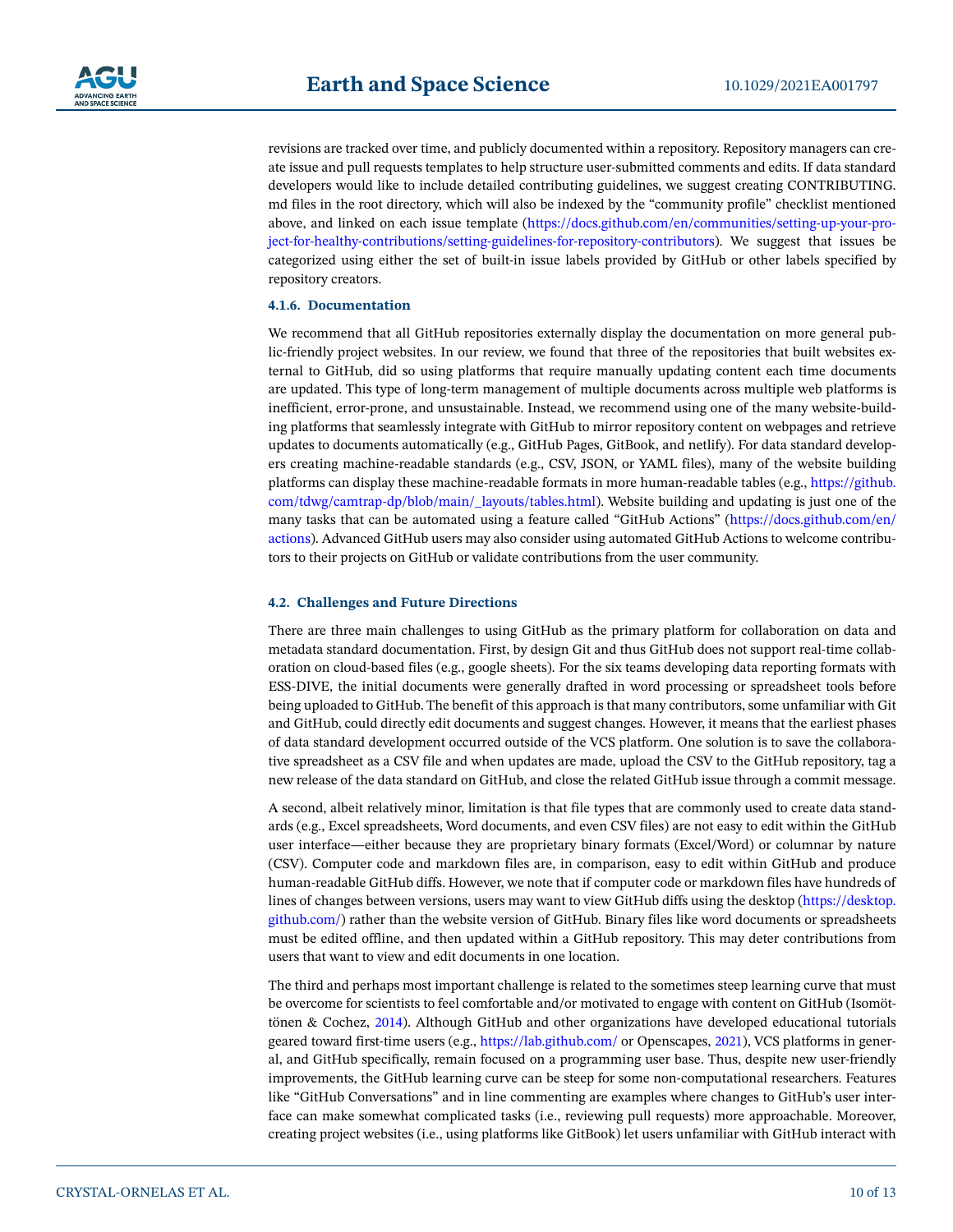revisions are tracked over time, and publicly documented within a repository. Repository managers can create issue and pull requests templates to help structure user-submitted comments and edits. If data standard developers would like to include detailed contributing guidelines, we suggest creating CONTRIBUTING.md files in the root directory, which will also be indexed by the "community profile" checklist mentioned above, and linked on each issue template (https://docs.github.com/en/communities/setting-up-your-project-for-healthy-contributions/setting-guidelines-for-repository-contributors). We suggest that issues be categorized using either the set of built-in issue labels provided by GitHub or other labels specified by repository creators.

#### 4.1.6. Documentation

We recommend that all GitHub repositories externally display the documentation on more general public-friendly project websites. In our review, we found that three of the repositories that built websites external to GitHub, did so using platforms that require manually updating content each time documents are updated. This type of long-term management of multiple documents across multiple web platforms is inefficient, error-prone, and unsustainable. Instead, we recommend using one of the many website-building platforms that seamlessly integrate with GitHub to mirror repository content on webpages and retrieve updates to documents automatically (e.g., GitHub Pages, GitBook, and netlify). For data standard developers creating machine-readable standards (e.g., CSV, JSON, or YAML files), many of the website building platforms can display these machine-readable formats in more human-readable tables (e.g., https://github.com/tdwg/camtrap-dp/blob/main/_layouts/tables.html). Website building and updating is just one of the many tasks that can be automated using a feature called "GitHub Actions" (https://docs.github.com/en/actions). Advanced GitHub users may also consider using automated GitHub Actions to welcome contributors to their projects on GitHub or validate contributions from the user community.

### 4.2. Challenges and Future Directions

There are three main challenges to using GitHub as the primary platform for collaboration on data and metadata standard documentation. First, by design Git and thus GitHub does not support real-time collaboration on cloud-based files (e.g., google sheets). For the six teams developing data reporting formats with ESS-DIVE, the initial documents were generally drafted in word processing or spreadsheet tools before being uploaded to GitHub. The benefit of this approach is that many contributors, some unfamiliar with Git and GitHub, could directly edit documents and suggest changes. However, it means that the earliest phases of data standard development occurred outside of the VCS platform. One solution is to save the collaborative spreadsheet as a CSV file and when updates are made, upload the CSV to the GitHub repository, tag a new release of the data standard on GitHub, and close the related GitHub issue through a commit message.

A second, albeit relatively minor, limitation is that file types that are commonly used to create data standards (e.g., Excel spreadsheets, Word documents, and even CSV files) are not easy to edit within the GitHub user interface—either because they are proprietary binary formats (Excel/Word) or columnar by nature (CSV). Computer code and markdown files are, in comparison, easy to edit within GitHub and produce human-readable GitHub diffs. However, we note that if computer code or markdown files have hundreds of lines of changes between versions, users may want to view GitHub diffs using the desktop (https://desktop.github.com/) rather than the website version of GitHub. Binary files like word documents or spreadsheets must be edited offline, and then updated within a GitHub repository. This may deter contributions from users that want to view and edit documents in one location.

The third and perhaps most important challenge is related to the sometimes steep learning curve that must be overcome for scientists to feel comfortable and/or motivated to engage with content on GitHub (Isomöttönen & Cochez, 2014). Although GitHub and other organizations have developed educational tutorials geared toward first-time users (e.g., https://lab.github.com/ or Openscapes, 2021), VCS platforms in general, and GitHub specifically, remain focused on a programming user base. Thus, despite new user-friendly improvements, the GitHub learning curve can be steep for some non-computational researchers. Features like "GitHub Conversations" and in line commenting are examples where changes to GitHub's user interface can make somewhat complicated tasks (i.e., reviewing pull requests) more approachable. Moreover, creating project websites (i.e., using platforms like GitBook) let users unfamiliar with GitHub interact with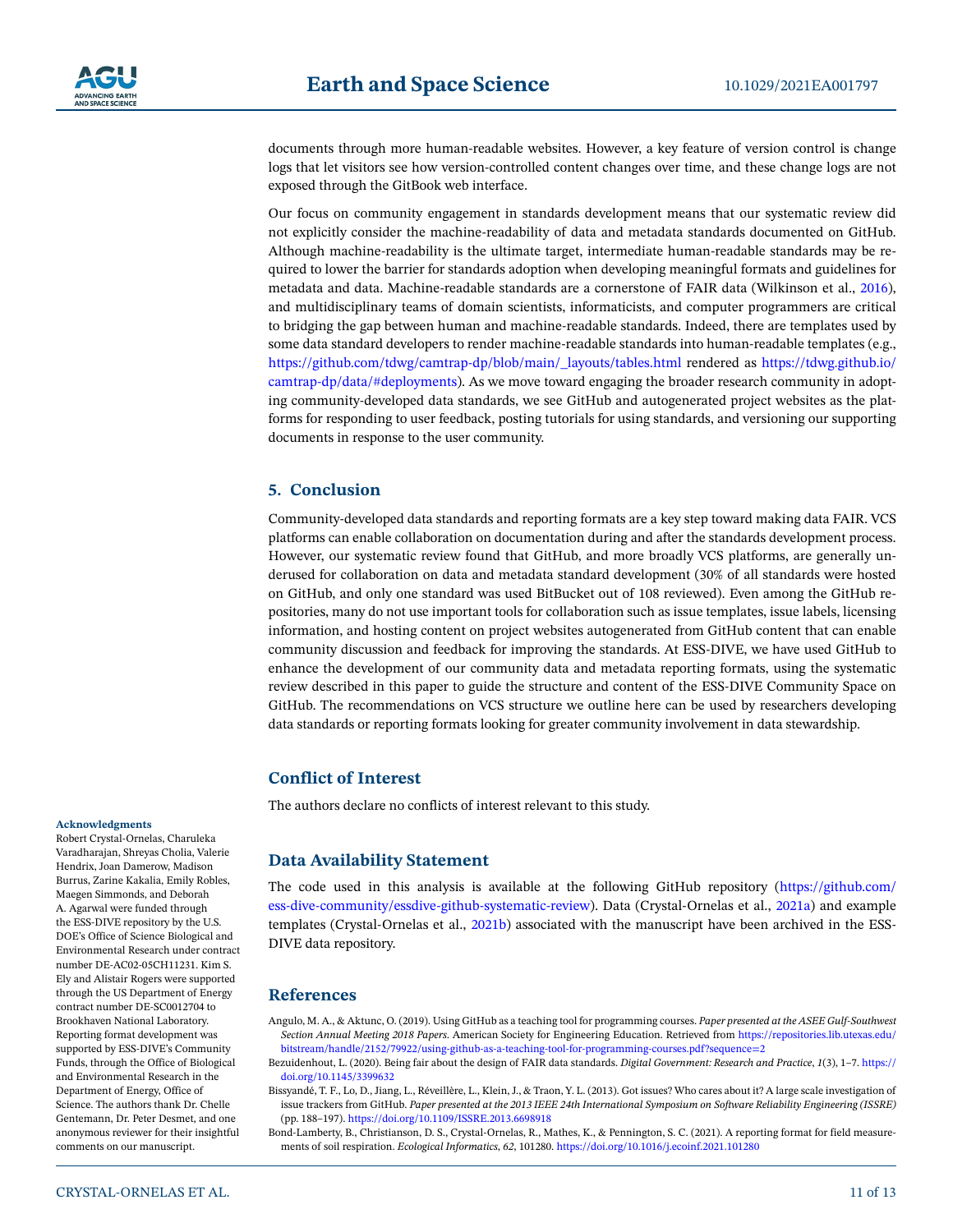documents through more human-readable websites. However, a key feature of version control is change logs that let visitors see how version-controlled content changes over time, and these change logs are not exposed through the GitBook web interface.

Our focus on community engagement in standards development means that our systematic review did not explicitly consider the machine-readability of data and metadata standards documented on GitHub. Although machine-readability is the ultimate target, intermediate human-readable standards may be required to lower the barrier for standards adoption when developing meaningful formats and guidelines for metadata and data. Machine-readable standards are a cornerstone of FAIR data (Wilkinson et al., 2016), and multidisciplinary teams of domain scientists, informaticists, and computer programmers are critical to bridging the gap between human and machine-readable standards. Indeed, there are templates used by some data standard developers to render machine-readable standards into human-readable templates (e.g., https://github.com/tdwg/camtrap-dp/blob/main/_layouts/tables.html rendered as https://tdwg.github.io/camtrap-dp/data/#deployments). As we move toward engaging the broader research community in adopting community-developed data standards, we see GitHub and autogenerated project websites as the platforms for responding to user feedback, posting tutorials for using standards, and versioning our supporting documents in response to the user community.

## 5. Conclusion

Community-developed data standards and reporting formats are a key step toward making data FAIR. VCS platforms can enable collaboration on documentation during and after the standards development process. However, our systematic review found that GitHub, and more broadly VCS platforms, are generally underused for collaboration on data and metadata standard development (30% of all standards were hosted on GitHub, and only one standard was used BitBucket out of 108 reviewed). Even among the GitHub repositories, many do not use important tools for collaboration such as issue templates, issue labels, licensing information, and hosting content on project websites autogenerated from GitHub content that can enable community discussion and feedback for improving the standards. At ESS-DIVE, we have used GitHub to enhance the development of our community data and metadata reporting formats, using the systematic review described in this paper to guide the structure and content of the ESS-DIVE Community Space on GitHub. The recommendations on VCS structure we outline here can be used by researchers developing data standards or reporting formats looking for greater community involvement in data stewardship.

## Conflict of Interest

The authors declare no conflicts of interest relevant to this study.

## Data Availability Statement

The code used in this analysis is available at the following GitHub repository (https://github.com/ess-dive-community/essdive-github-systematic-review). Data (Crystal-Ornelas et al., 2021a) and example templates (Crystal-Ornelas et al., 2021b) associated with the manuscript have been archived in the ESS-DIVE data repository.

#### Acknowledgments

Robert Crystal-Ornelas, Charuleka Varadharajan, Shreyas Cholia, Valerie Hendrix, Joan Damerow, Madison Burrus, Zarine Kakalia, Emily Robles, Maegen Simmonds, and Deborah A. Agarwal were funded through the ESS-DIVE repository by the U.S. DOE's Office of Science Biological and Environmental Research under contract number DE-AC02-05CH11231. Kim S. Ely and Alistair Rogers were supported through the US Department of Energy contract number DE-SC0012704 to Brookhaven National Laboratory. Reporting format development was supported by ESS-DIVE's Community Funds, through the Office of Biological and Environmental Research in the Department of Energy, Office of Science. The authors thank Dr. Chelle Gentemann, Dr. Peter Desmet, and one anonymous reviewer for their insightful comments on our manuscript.

## References

Angulo, M. A., & Aktunc, O. (2019). Using GitHub as a teaching tool for programming courses. *Paper presented at the ASEE Gulf-Southwest Section Annual Meeting 2018 Papers*. American Society for Engineering Education. Retrieved from https://repositories.lib.utexas.edu/bitstream/handle/2152/79922/using-github-as-a-teaching-tool-for-programming-courses.pdf?sequence=2

Bezuidenhout, L. (2020). Being fair about the design of FAIR data standards. *Digital Government: Research and Practice*, *1*(3), 1–7. https://doi.org/10.1145/3399632

Bissyandé, T. F., Lo, D., Jiang, L., Réveillère, L., Klein, J., & Traon, Y. L. (2013). Got issues? Who cares about it? A large scale investigation of issue trackers from GitHub. *Paper presented at the 2013 IEEE 24th International Symposium on Software Reliability Engineering (ISSRE)* (pp. 188–197). https://doi.org/10.1109/ISSRE.2013.6698918

Bond-Lamberty, B., Christianson, D. S., Crystal-Ornelas, R., Mathes, K., & Pennington, S. C. (2021). A reporting format for field measurements of soil respiration. *Ecological Informatics*, *62*, 101280. https://doi.org/10.1016/j.ecoinf.2021.101280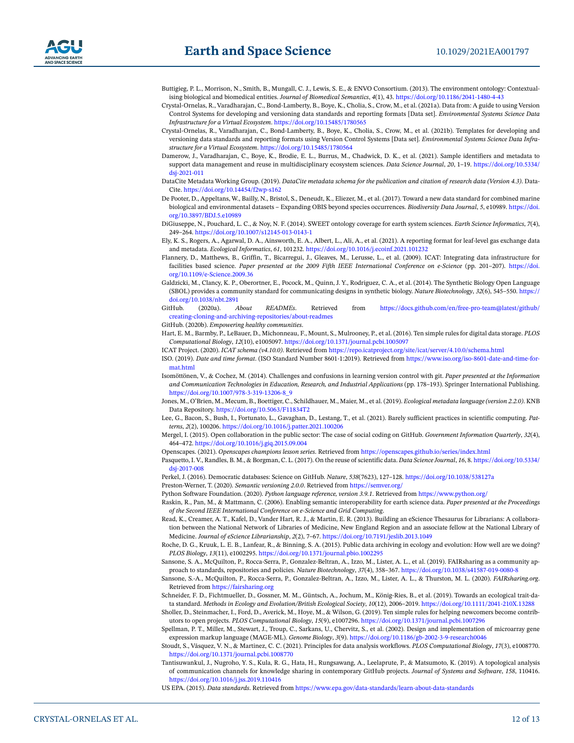Buttigieg, P. L., Morrison, N., Smith, B., Mungall, C. J., Lewis, S. E., & ENVO Consortium. (2013). The environment ontology: Contextualising biological and biomedical entities. *Journal of Biomedical Semantics*, *4*(1), 43. https://doi.org/10.1186/2041-1480-4-43

Crystal-Ornelas, R., Varadharajan, C., Bond-Lamberty, B., Boye, K., Cholia, S., Crow, M., et al. (2021a). Data from: A guide to using Version Control Systems for developing and versioning data standards and reporting formats [Data set]. *Environmental Systems Science Data Infrastructure for a Virtual Ecosystem*. https://doi.org/10.15485/1780565

Crystal-Ornelas, R., Varadharajan, C., Bond-Lamberty, B., Boye, K., Cholia, S., Crow, M., et al. (2021b). Templates for developing and versioning data standards and reporting formats using Version Control Systems [Data set]. *Environmental Systems Science Data Infrastructure for a Virtual Ecosystem*. https://doi.org/10.15485/1780564

Damerow, J., Varadharajan, C., Boye, K., Brodie, E. L., Burrus, M., Chadwick, D. K., et al. (2021). Sample identifiers and metadata to support data management and reuse in multidisciplinary ecosystem sciences. *Data Science Journal*, *20*, 1–19. https://doi.org/10.5334/dsj-2021-011

DataCite Metadata Working Group. (2019). *DataCite metadata schema for the publication and citation of research data (Version 4.3)*. DataCite. https://doi.org/10.14454/f2wp-s162

De Pooter, D., Appeltans, W., Bailly, N., Bristol, S., Deneudt, K., Eliezer, M., et al. (2017). Toward a new data standard for combined marine biological and environmental datasets – Expanding OBIS beyond species occurrences. *Biodiversity Data Journal*, *5*, e10989. https://doi.org/10.3897/BDJ.5.e10989

DiGiuseppe, N., Pouchard, L. C., & Noy, N. F. (2014). SWEET ontology coverage for earth system sciences. *Earth Science Informatics*, *7*(4), 249–264. https://doi.org/10.1007/s12145-013-0143-1

Ely, K. S., Rogers, A., Agarwal, D. A., Ainsworth, E. A., Albert, L., Ali, A., et al. (2021). A reporting format for leaf-level gas exchange data and metadata. *Ecological Informatics*, *61*, 101232. https://doi.org/10.1016/j.ecoinf.2021.101232

Flannery, D., Matthews, B., Griffin, T., Bicarregui, J., Gleaves, M., Lerusse, L., et al. (2009). ICAT: Integrating data infrastructure for facilities based science. *Paper presented at the 2009 Fifth IEEE International Conference on e-Science* (pp. 201–207). https://doi.org/10.1109/e-Science.2009.36

Galdzicki, M., Clancy, K. P., Oberortner, E., Pocock, M., Quinn, J. Y., Rodriguez, C. A., et al. (2014). The Synthetic Biology Open Language (SBOL) provides a community standard for communicating designs in synthetic biology. *Nature Biotechnology*, *32*(6), 545–550. https://doi.org/10.1038/nbt.2891

GitHub. (2020a). *About READMEs*. Retrieved from https://docs.github.com/en/free-pro-team@latest/github/creating-cloning-and-archiving-repositories/about-readmes

GitHub. (2020b). *Empowering healthy communities*.

Hart, E. M., Barmby, P., LeBauer, D., Michonneau, F., Mount, S., Mulrooney, P., et al. (2016). Ten simple rules for digital data storage. *PLOS Computational Biology*, *12*(10), e1005097. https://doi.org/10.1371/journal.pcbi.1005097

ICAT Project. (2020). *ICAT schema (v4.10.0)*. Retrieved from https://repo.icatproject.org/site/icat/server/4.10.0/schema.html

ISO. (2019). *Date and time format*. (ISO Standard Number 8601-1:2019). Retrieved from https://www.iso.org/iso-8601-date-and-time-format.html

Isomöttönen, V., & Cochez, M. (2014). Challenges and confusions in learning version control with git. *Paper presented at the Information and Communication Technologies in Education, Research, and Industrial Applications* (pp. 178–193). Springer International Publishing. https://doi.org/10.1007/978-3-319-13206-8_9

Jones, M., O'Brien, M., Mecum, B., Boettiger, C., Schildhauer, M., Maier, M., et al. (2019). *Ecological metadata language (version 2.2.0)*. KNB Data Repository. https://doi.org/10.5063/F11834T2

Lee, G., Bacon, S., Bush, I., Fortunato, L., Gavaghan, D., Lestang, T., et al. (2021). Barely sufficient practices in scientific computing. *Patterns*, *2*(2), 100206. https://doi.org/10.1016/j.patter.2021.100206

Mergel, I. (2015). Open collaboration in the public sector: The case of social coding on GitHub. *Government Information Quarterly*, *32*(4), 464–472. https://doi.org/10.1016/j.giq.2015.09.004

Openscapes. (2021). *Openscapes champions lesson series*. Retrieved from https://openscapes.github.io/series/index.html

Pasquetto, I. V., Randles, B. M., & Borgman, C. L. (2017). On the reuse of scientific data. *Data Science Journal*, *16*, 8. https://doi.org/10.5334/dsj-2017-008

Perkel, J. (2016). Democratic databases: Science on GitHub. *Nature*, *538*(7623), 127–128. https://doi.org/10.1038/538127a

Preston-Werner, T. (2020). *Semantic versioning 2.0.0*. Retrieved from https://semver.org/

Python Software Foundation. (2020). *Python language reference, version 3.9.1*. Retrieved from https://www.python.org/

Raskin, R., Pan, M., & Mattmann, C. (2006). Enabling semantic interoperability for earth science data. *Paper presented at the Proceedings of the Second IEEE International Conference on e-Science and Grid Computing*.

Read, K., Creamer, A. T., Kafel, D., Vander Hart, R. J., & Martin, E. R. (2013). Building an eScience Thesaurus for Librarians: A collaboration between the National Network of Libraries of Medicine, New England Region and an associate fellow at the National Library of Medicine. *Journal of eScience Librarianship*, *2*(2), 7–67. https://doi.org/10.7191/jeslib.2013.1049

Roche, D. G., Kruuk, L. E. B., Lanfear, R., & Binning, S. A. (2015). Public data archiving in ecology and evolution: How well are we doing? *PLOS Biology*, *13*(11), e1002295. https://doi.org/10.1371/journal.pbio.1002295

Sansone, S. A., McQuilton, P., Rocca-Serra, P., Gonzalez-Beltran, A., Izzo, M., Lister, A. L., et al. (2019). FAIRsharing as a community approach to standards, repositories and policies. *Nature Biotechnology*, *37*(4), 358–367. https://doi.org/10.1038/s41587-019-0080-8

Sansone, S.-A., McQuilton, P., Rocca-Serra, P., Gonzalez-Beltran, A., Izzo, M., Lister, A. L., & Thurston, M. L. (2020). *FAIRsharing.org*. Retrieved from https://fairsharing.org

Schneider, F. D., Fichtmueller, D., Gossner, M. M., Güntsch, A., Jochum, M., König-Ries, B., et al. (2019). Towards an ecological trait-data standard. *Methods in Ecology and Evolution/British Ecological Society*, *10*(12), 2006–2019. https://doi.org/10.1111/2041-210X.13288

Sholler, D., Steinmacher, I., Ford, D., Averick, M., Hoye, M., & Wilson, G. (2019). Ten simple rules for helping newcomers become contributors to open projects. *PLOS Computational Biology*, *15*(9), e1007296. https://doi.org/10.1371/journal.pcbi.1007296

Spellman, P. T., Miller, M., Stewart, J., Troup, C., Sarkans, U., Chervitz, S., et al. (2002). Design and implementation of microarray gene expression markup language (MAGE-ML). *Genome Biology*, *3*(9). https://doi.org/10.1186/gb-2002-3-9-research0046

Stoudt, S., Vásquez, V. N., & Martinez, C. C. (2021). Principles for data analysis workflows. *PLOS Computational Biology*, *17*(3), e1008770. https://doi.org/10.1371/journal.pcbi.1008770

Tantisuwankul, J., Nugroho, Y. S., Kula, R. G., Hata, H., Rungsawang, A., Leelaprute, P., & Matsumoto, K. (2019). A topological analysis of communication channels for knowledge sharing in contemporary GitHub projects. *Journal of Systems and Software*, *158*, 110416. https://doi.org/10.1016/j.jss.2019.110416

US EPA. (2015). *Data standards*. Retrieved from https://www.epa.gov/data-standards/learn-about-data-standards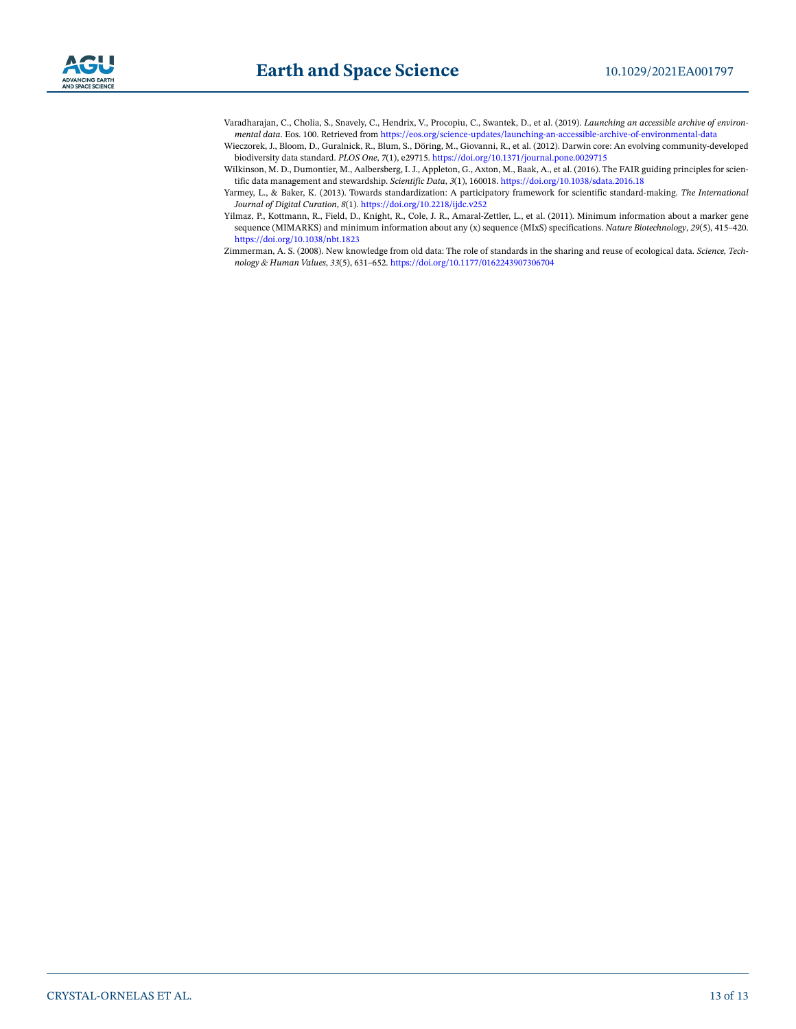Varadharajan, C., Cholia, S., Snavely, C., Hendrix, V., Procopiu, C., Swantek, D., et al. (2019). *Launching an accessible archive of environmental data*. Eos. 100. Retrieved from https://eos.org/science-updates/launching-an-accessible-archive-of-environmental-data

Wieczorek, J., Bloom, D., Guralnick, R., Blum, S., Döring, M., Giovanni, R., et al. (2012). Darwin core: An evolving community-developed biodiversity data standard. *PLOS One*, *7*(1), e29715. https://doi.org/10.1371/journal.pone.0029715

Wilkinson, M. D., Dumontier, M., Aalbersberg, I. J., Appleton, G., Axton, M., Baak, A., et al. (2016). The FAIR guiding principles for scientific data management and stewardship. *Scientific Data*, *3*(1), 160018. https://doi.org/10.1038/sdata.2016.18

Yarmey, L., & Baker, K. (2013). Towards standardization: A participatory framework for scientific standard-making. *The International Journal of Digital Curation*, *8*(1). https://doi.org/10.2218/ijdc.v252

Yilmaz, P., Kottmann, R., Field, D., Knight, R., Cole, J. R., Amaral-Zettler, L., et al. (2011). Minimum information about a marker gene sequence (MIMARKS) and minimum information about any (x) sequence (MIxS) specifications. *Nature Biotechnology*, *29*(5), 415–420. https://doi.org/10.1038/nbt.1823

Zimmerman, A. S. (2008). New knowledge from old data: The role of standards in the sharing and reuse of ecological data. *Science, Technology & Human Values*, *33*(5), 631–652. https://doi.org/10.1177/0162243907306704